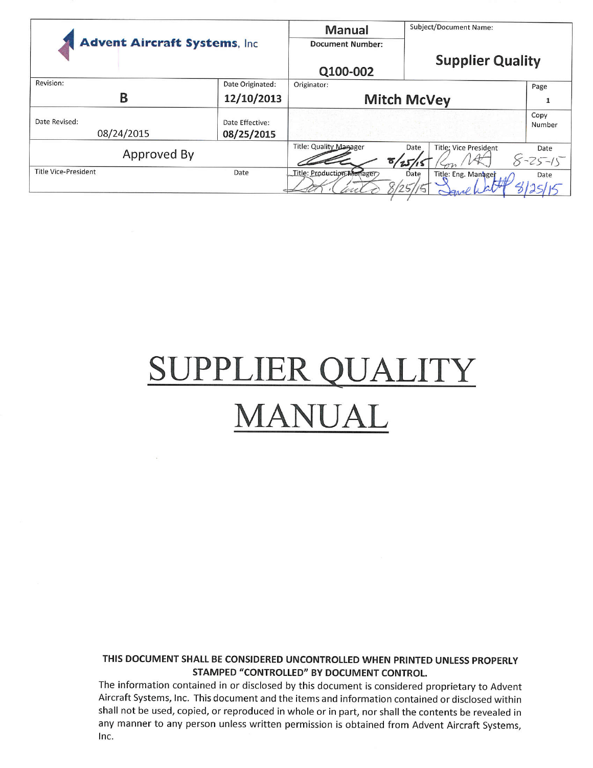| Advent Aircraft Systems, Inc | | Manual<br>Document Number:<br>Q100-002 | Subject/Document Name:<br>**Supplier Quality** | | | |
|---|---|---|---|---|---|---|
| Revision:<br>**B** | Date Originated:<br>**12/10/2013** | Originator:<br>**Mitch McVey** | | | | Page<br>1 |
| Date Revised:<br>08/24/2015 | Date Effective:<br>**08/25/2015** | | | | | Copy Number |
| Approved By | | Title: Quality Manager | Date 8/25/15 | Title: Vice President | Date 8-25-15 | |
| Title Vice-President | Date | Title: Production Manager | Date 8/25/15 | Title: Eng. Manager | Date 8/25/15 | |

# SUPPLIER QUALITY MANUAL

**THIS DOCUMENT SHALL BE CONSIDERED UNCONTROLLED WHEN PRINTED UNLESS PROPERLY STAMPED "CONTROLLED" BY DOCUMENT CONTROL.**

The information contained in or disclosed by this document is considered proprietary to Advent Aircraft Systems, Inc. This document and the items and information contained or disclosed within shall not be used, copied, or reproduced in whole or in part, nor shall the contents be revealed in any manner to any person unless written permission is obtained from Advent Aircraft Systems, Inc.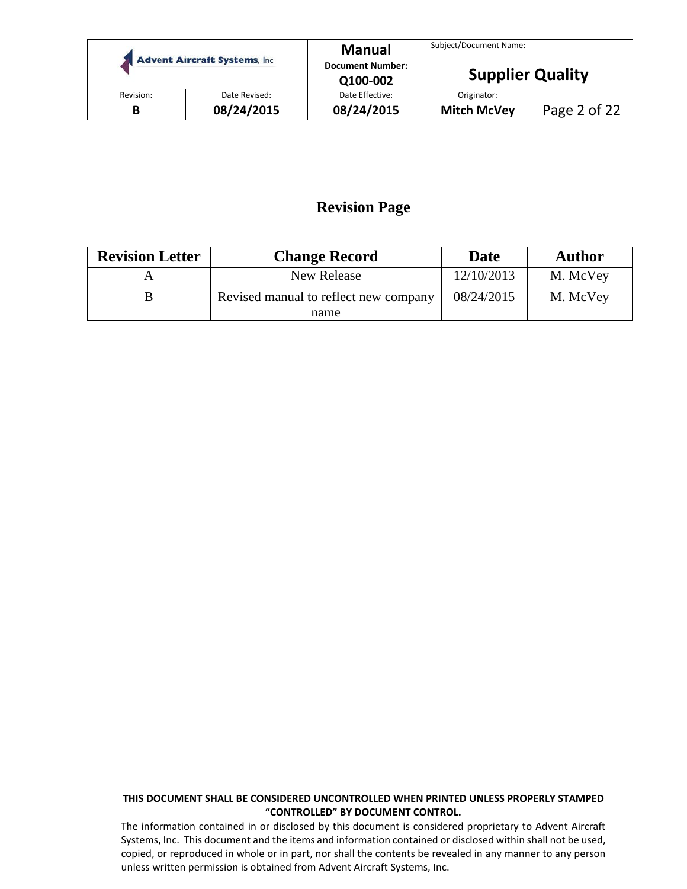# Revision Page

| Revision Letter | Change Record | Date | Author |
|---|---|---|---|
| A | New Release | 12/10/2013 | M. McVey |
| B | Revised manual to reflect new company name | 08/24/2015 | M. McVey |

**THIS DOCUMENT SHALL BE CONSIDERED UNCONTROLLED WHEN PRINTED UNLESS PROPERLY STAMPED "CONTROLLED" BY DOCUMENT CONTROL.**

The information contained in or disclosed by this document is considered proprietary to Advent Aircraft Systems, Inc. This document and the items and information contained or disclosed within shall not be used, copied, or reproduced in whole or in part, nor shall the contents be revealed in any manner to any person unless written permission is obtained from Advent Aircraft Systems, Inc.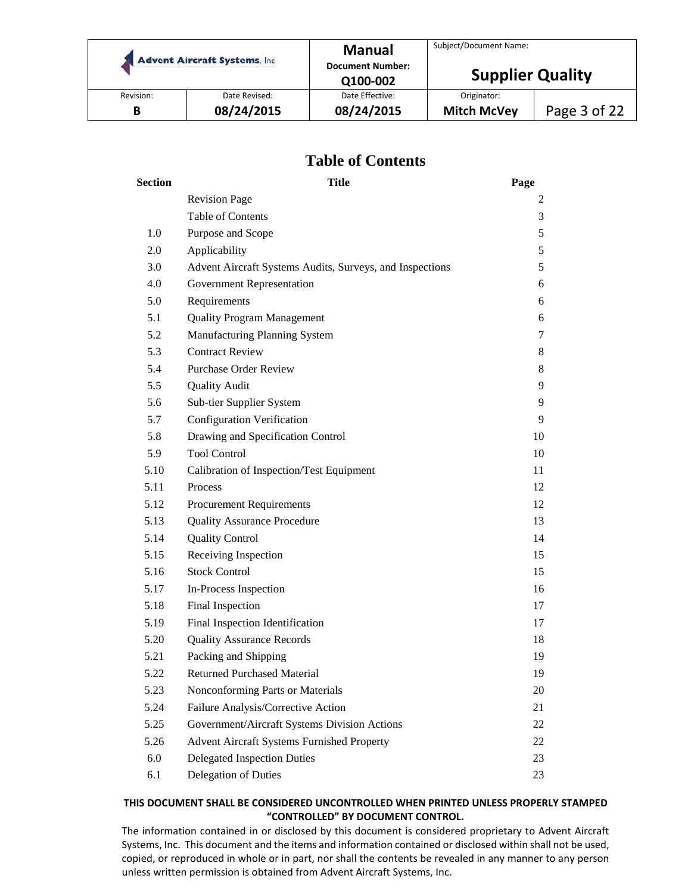# Table of Contents

| Section | Title | Page |
|---|---|---|
| | Revision Page | 2 |
| | Table of Contents | 3 |
| 1.0 | Purpose and Scope | 5 |
| 2.0 | Applicability | 5 |
| 3.0 | Advent Aircraft Systems Audits, Surveys, and Inspections | 5 |
| 4.0 | Government Representation | 6 |
| 5.0 | Requirements | 6 |
| 5.1 | Quality Program Management | 6 |
| 5.2 | Manufacturing Planning System | 7 |
| 5.3 | Contract Review | 8 |
| 5.4 | Purchase Order Review | 8 |
| 5.5 | Quality Audit | 9 |
| 5.6 | Sub-tier Supplier System | 9 |
| 5.7 | Configuration Verification | 9 |
| 5.8 | Drawing and Specification Control | 10 |
| 5.9 | Tool Control | 10 |
| 5.10 | Calibration of Inspection/Test Equipment | 11 |
| 5.11 | Process | 12 |
| 5.12 | Procurement Requirements | 12 |
| 5.13 | Quality Assurance Procedure | 13 |
| 5.14 | Quality Control | 14 |
| 5.15 | Receiving Inspection | 15 |
| 5.16 | Stock Control | 15 |
| 5.17 | In-Process Inspection | 16 |
| 5.18 | Final Inspection | 17 |
| 5.19 | Final Inspection Identification | 17 |
| 5.20 | Quality Assurance Records | 18 |
| 5.21 | Packing and Shipping | 19 |
| 5.22 | Returned Purchased Material | 19 |
| 5.23 | Nonconforming Parts or Materials | 20 |
| 5.24 | Failure Analysis/Corrective Action | 21 |
| 5.25 | Government/Aircraft Systems Division Actions | 22 |
| 5.26 | Advent Aircraft Systems Furnished Property | 22 |
| 6.0 | Delegated Inspection Duties | 23 |
| 6.1 | Delegation of Duties | 23 |

**THIS DOCUMENT SHALL BE CONSIDERED UNCONTROLLED WHEN PRINTED UNLESS PROPERLY STAMPED "CONTROLLED" BY DOCUMENT CONTROL.**

The information contained in or disclosed by this document is considered proprietary to Advent Aircraft Systems, Inc. This document and the items and information contained or disclosed within shall not be used, copied, or reproduced in whole or in part, nor shall the contents be revealed in any manner to any person unless written permission is obtained from Advent Aircraft Systems, Inc.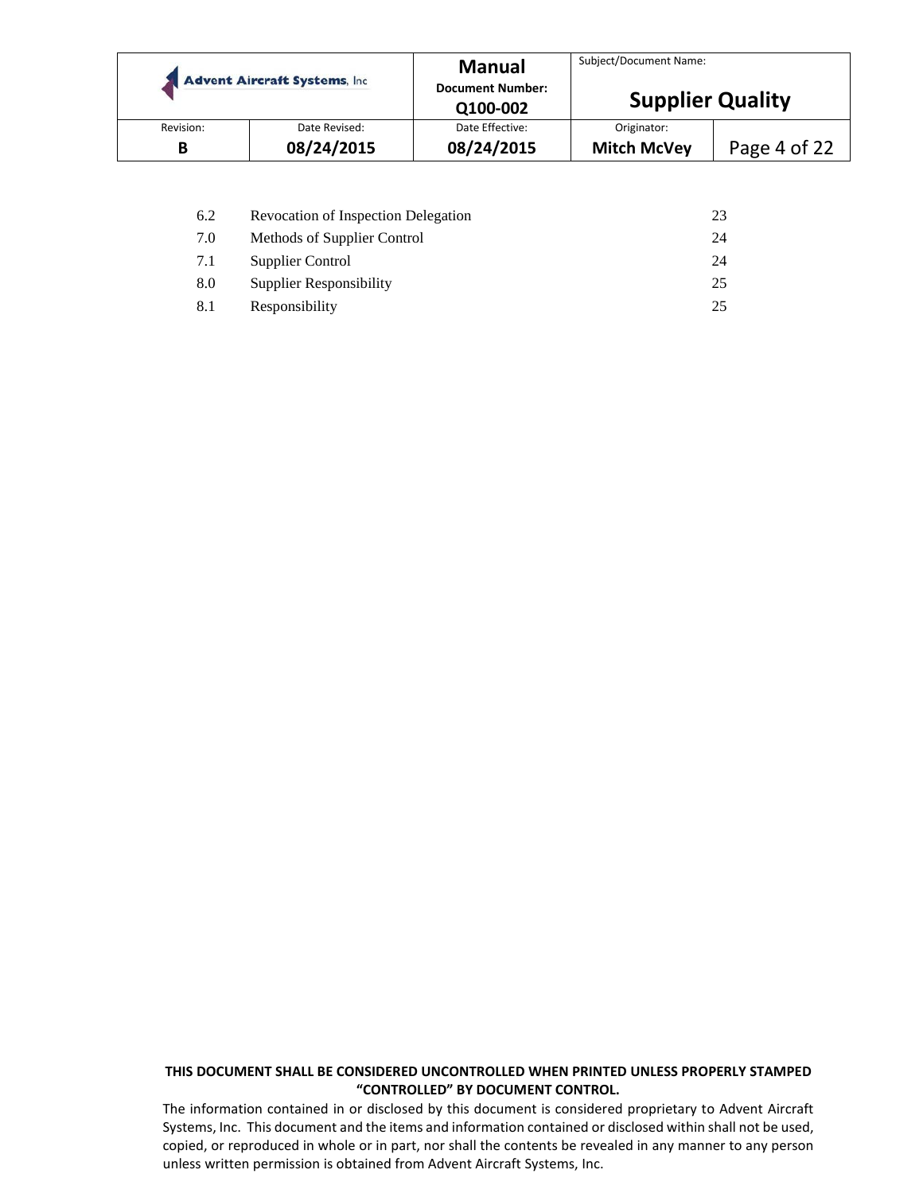| | | |
|---|---|---|
| 6.2 | Revocation of Inspection Delegation | 23 |
| 7.0 | Methods of Supplier Control | 24 |
| 7.1 | Supplier Control | 24 |
| 8.0 | Supplier Responsibility | 25 |
| 8.1 | Responsibility | 25 |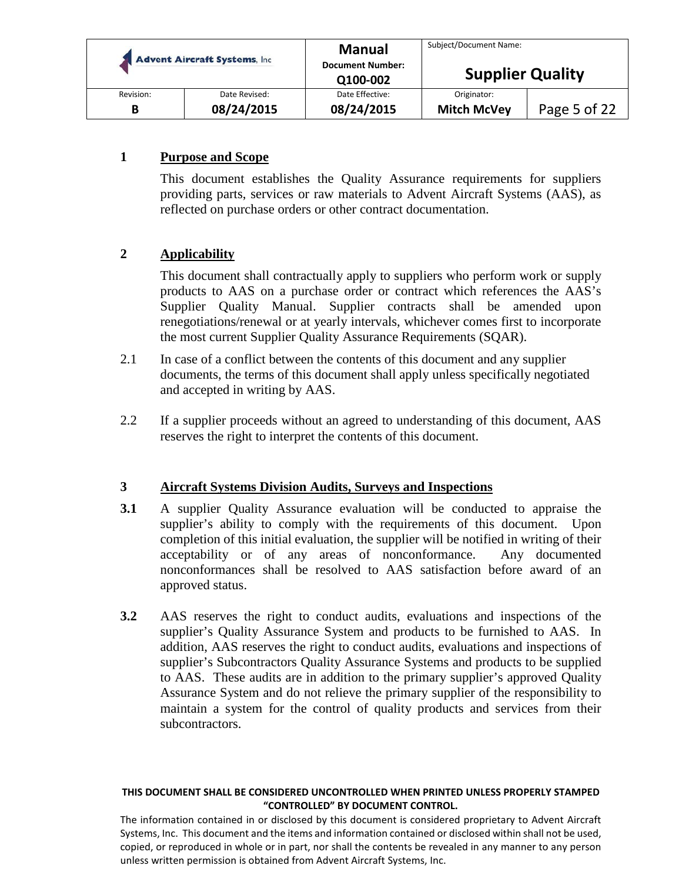## 1 Purpose and Scope

This document establishes the Quality Assurance requirements for suppliers providing parts, services or raw materials to Advent Aircraft Systems (AAS), as reflected on purchase orders or other contract documentation.

## 2 Applicability

This document shall contractually apply to suppliers who perform work or supply products to AAS on a purchase order or contract which references the AAS's Supplier Quality Manual. Supplier contracts shall be amended upon renegotiations/renewal or at yearly intervals, whichever comes first to incorporate the most current Supplier Quality Assurance Requirements (SQAR).

2.1 In case of a conflict between the contents of this document and any supplier documents, the terms of this document shall apply unless specifically negotiated and accepted in writing by AAS.

2.2 If a supplier proceeds without an agreed to understanding of this document, AAS reserves the right to interpret the contents of this document.

## 3 Aircraft Systems Division Audits, Surveys and Inspections

**3.1** A supplier Quality Assurance evaluation will be conducted to appraise the supplier's ability to comply with the requirements of this document. Upon completion of this initial evaluation, the supplier will be notified in writing of their acceptability or of any areas of nonconformance. Any documented nonconformances shall be resolved to AAS satisfaction before award of an approved status.

**3.2** AAS reserves the right to conduct audits, evaluations and inspections of the supplier's Quality Assurance System and products to be furnished to AAS. In addition, AAS reserves the right to conduct audits, evaluations and inspections of supplier's Subcontractors Quality Assurance Systems and products to be supplied to AAS. These audits are in addition to the primary supplier's approved Quality Assurance System and do not relieve the primary supplier of the responsibility to maintain a system for the control of quality products and services from their subcontractors.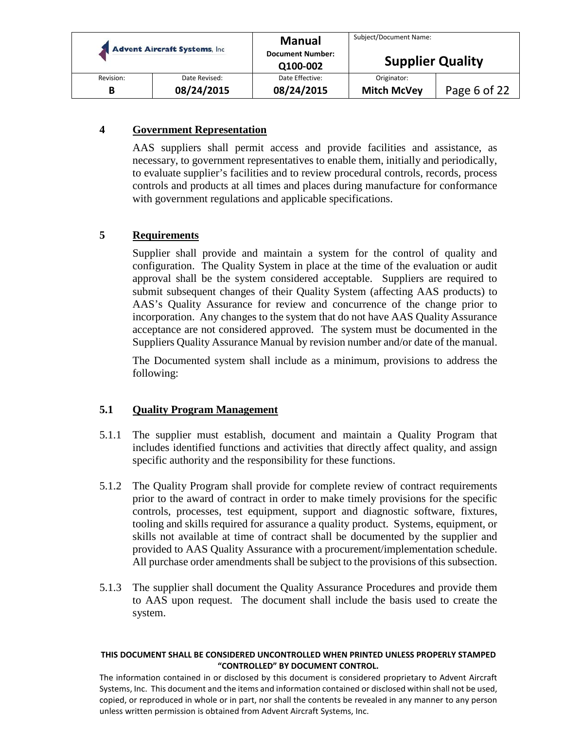## 4 Government Representation

AAS suppliers shall permit access and provide facilities and assistance, as necessary, to government representatives to enable them, initially and periodically, to evaluate supplier's facilities and to review procedural controls, records, process controls and products at all times and places during manufacture for conformance with government regulations and applicable specifications.

## 5 Requirements

Supplier shall provide and maintain a system for the control of quality and configuration. The Quality System in place at the time of the evaluation or audit approval shall be the system considered acceptable. Suppliers are required to submit subsequent changes of their Quality System (affecting AAS products) to AAS's Quality Assurance for review and concurrence of the change prior to incorporation. Any changes to the system that do not have AAS Quality Assurance acceptance are not considered approved. The system must be documented in the Suppliers Quality Assurance Manual by revision number and/or date of the manual.

The Documented system shall include as a minimum, provisions to address the following:

### 5.1 Quality Program Management

5.1.1 The supplier must establish, document and maintain a Quality Program that includes identified functions and activities that directly affect quality, and assign specific authority and the responsibility for these functions.

5.1.2 The Quality Program shall provide for complete review of contract requirements prior to the award of contract in order to make timely provisions for the specific controls, processes, test equipment, support and diagnostic software, fixtures, tooling and skills required for assurance a quality product. Systems, equipment, or skills not available at time of contract shall be documented by the supplier and provided to AAS Quality Assurance with a procurement/implementation schedule. All purchase order amendments shall be subject to the provisions of this subsection.

5.1.3 The supplier shall document the Quality Assurance Procedures and provide them to AAS upon request. The document shall include the basis used to create the system.

**THIS DOCUMENT SHALL BE CONSIDERED UNCONTROLLED WHEN PRINTED UNLESS PROPERLY STAMPED "CONTROLLED" BY DOCUMENT CONTROL.**

The information contained in or disclosed by this document is considered proprietary to Advent Aircraft Systems, Inc. This document and the items and information contained or disclosed within shall not be used, copied, or reproduced in whole or in part, nor shall the contents be revealed in any manner to any person unless written permission is obtained from Advent Aircraft Systems, Inc.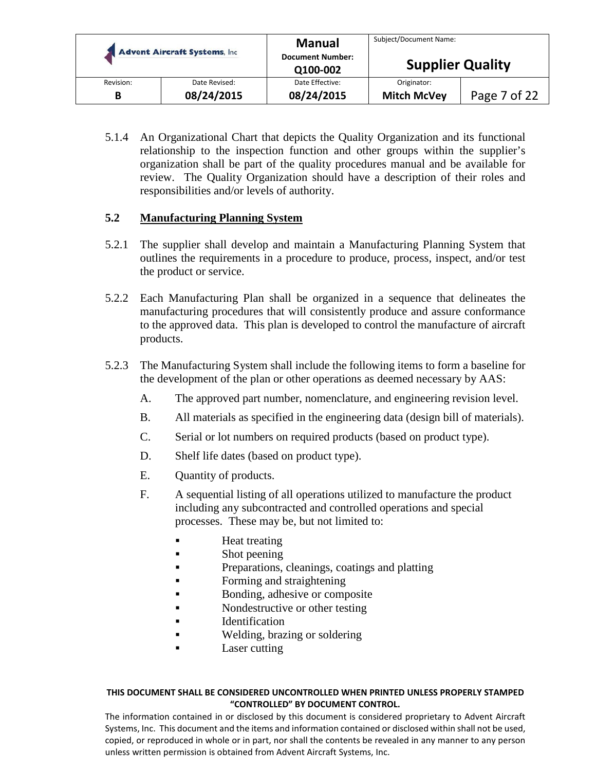5.1.4 An Organizational Chart that depicts the Quality Organization and its functional relationship to the inspection function and other groups within the supplier's organization shall be part of the quality procedures manual and be available for review. The Quality Organization should have a description of their roles and responsibilities and/or levels of authority.

## 5.2 Manufacturing Planning System

5.2.1 The supplier shall develop and maintain a Manufacturing Planning System that outlines the requirements in a procedure to produce, process, inspect, and/or test the product or service.

5.2.2 Each Manufacturing Plan shall be organized in a sequence that delineates the manufacturing procedures that will consistently produce and assure conformance to the approved data. This plan is developed to control the manufacture of aircraft products.

5.2.3 The Manufacturing System shall include the following items to form a baseline for the development of the plan or other operations as deemed necessary by AAS:

A. The approved part number, nomenclature, and engineering revision level.

B. All materials as specified in the engineering data (design bill of materials).

C. Serial or lot numbers on required products (based on product type).

D. Shelf life dates (based on product type).

E. Quantity of products.

F. A sequential listing of all operations utilized to manufacture the product including any subcontracted and controlled operations and special processes. These may be, but not limited to:

- Heat treating
- Shot peening
- Preparations, cleanings, coatings and platting
- Forming and straightening
- Bonding, adhesive or composite
- Nondestructive or other testing
- Identification
- Welding, brazing or soldering
- Laser cutting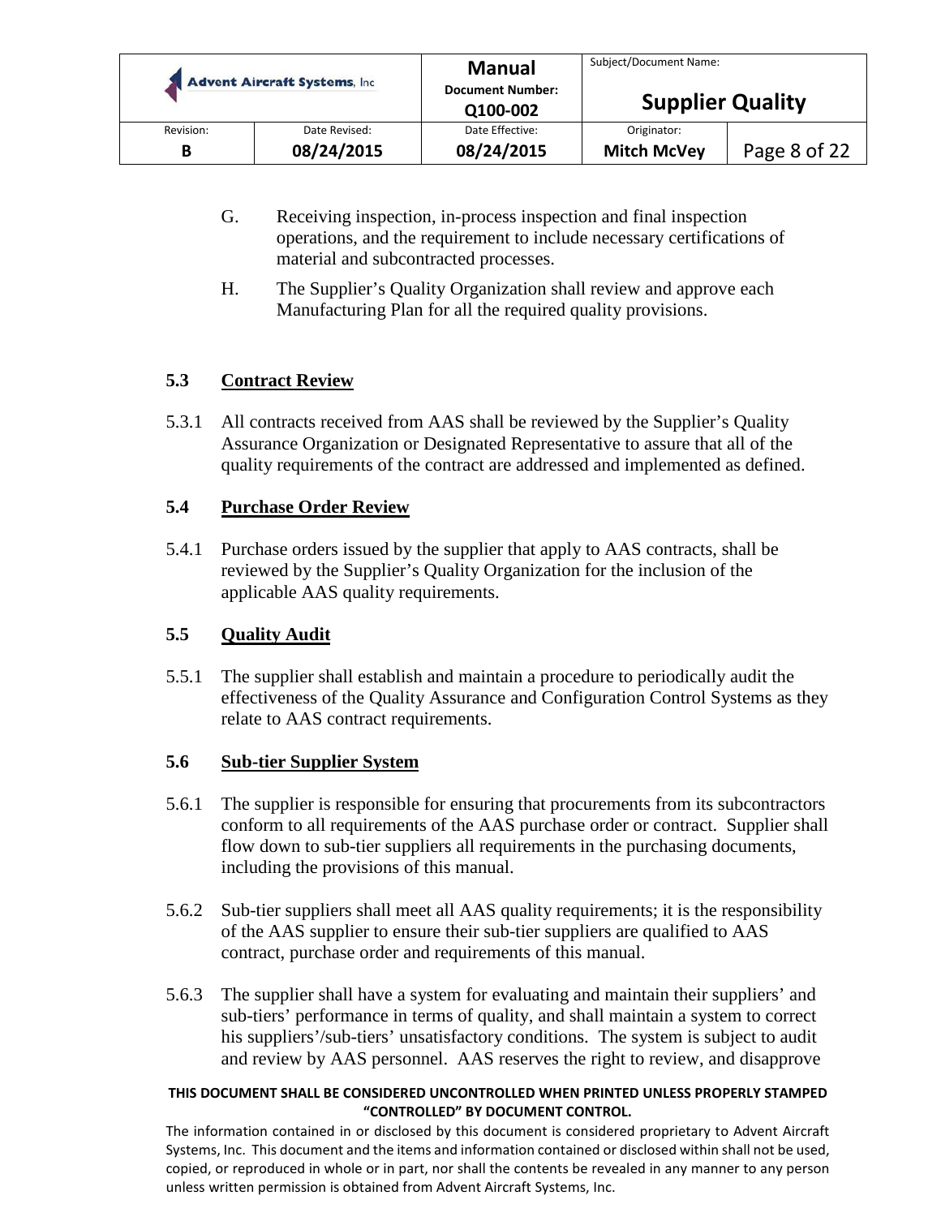G. Receiving inspection, in-process inspection and final inspection operations, and the requirement to include necessary certifications of material and subcontracted processes.

H. The Supplier's Quality Organization shall review and approve each Manufacturing Plan for all the required quality provisions.

## 5.3 Contract Review

5.3.1 All contracts received from AAS shall be reviewed by the Supplier's Quality Assurance Organization or Designated Representative to assure that all of the quality requirements of the contract are addressed and implemented as defined.

## 5.4 Purchase Order Review

5.4.1 Purchase orders issued by the supplier that apply to AAS contracts, shall be reviewed by the Supplier's Quality Organization for the inclusion of the applicable AAS quality requirements.

## 5.5 Quality Audit

5.5.1 The supplier shall establish and maintain a procedure to periodically audit the effectiveness of the Quality Assurance and Configuration Control Systems as they relate to AAS contract requirements.

## 5.6 Sub-tier Supplier System

5.6.1 The supplier is responsible for ensuring that procurements from its subcontractors conform to all requirements of the AAS purchase order or contract. Supplier shall flow down to sub-tier suppliers all requirements in the purchasing documents, including the provisions of this manual.

5.6.2 Sub-tier suppliers shall meet all AAS quality requirements; it is the responsibility of the AAS supplier to ensure their sub-tier suppliers are qualified to AAS contract, purchase order and requirements of this manual.

5.6.3 The supplier shall have a system for evaluating and maintain their suppliers' and sub-tiers' performance in terms of quality, and shall maintain a system to correct his suppliers'/sub-tiers' unsatisfactory conditions. The system is subject to audit and review by AAS personnel. AAS reserves the right to review, and disapprove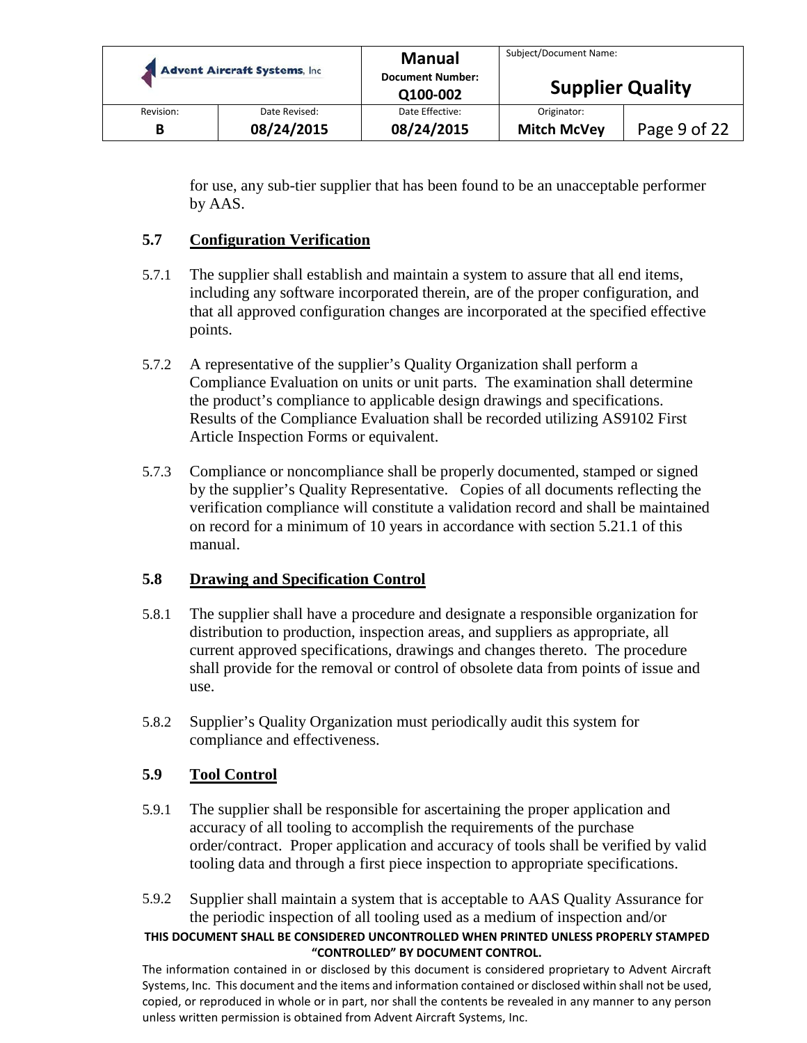for use, any sub-tier supplier that has been found to be an unacceptable performer by AAS.

### 5.7 Configuration Verification

5.7.1 The supplier shall establish and maintain a system to assure that all end items, including any software incorporated therein, are of the proper configuration, and that all approved configuration changes are incorporated at the specified effective points.

5.7.2 A representative of the supplier's Quality Organization shall perform a Compliance Evaluation on units or unit parts. The examination shall determine the product's compliance to applicable design drawings and specifications. Results of the Compliance Evaluation shall be recorded utilizing AS9102 First Article Inspection Forms or equivalent.

5.7.3 Compliance or noncompliance shall be properly documented, stamped or signed by the supplier's Quality Representative. Copies of all documents reflecting the verification compliance will constitute a validation record and shall be maintained on record for a minimum of 10 years in accordance with section 5.21.1 of this manual.

### 5.8 Drawing and Specification Control

5.8.1 The supplier shall have a procedure and designate a responsible organization for distribution to production, inspection areas, and suppliers as appropriate, all current approved specifications, drawings and changes thereto. The procedure shall provide for the removal or control of obsolete data from points of issue and use.

5.8.2 Supplier's Quality Organization must periodically audit this system for compliance and effectiveness.

### 5.9 Tool Control

5.9.1 The supplier shall be responsible for ascertaining the proper application and accuracy of all tooling to accomplish the requirements of the purchase order/contract. Proper application and accuracy of tools shall be verified by valid tooling data and through a first piece inspection to appropriate specifications.

5.9.2 Supplier shall maintain a system that is acceptable to AAS Quality Assurance for the periodic inspection of all tooling used as a medium of inspection and/or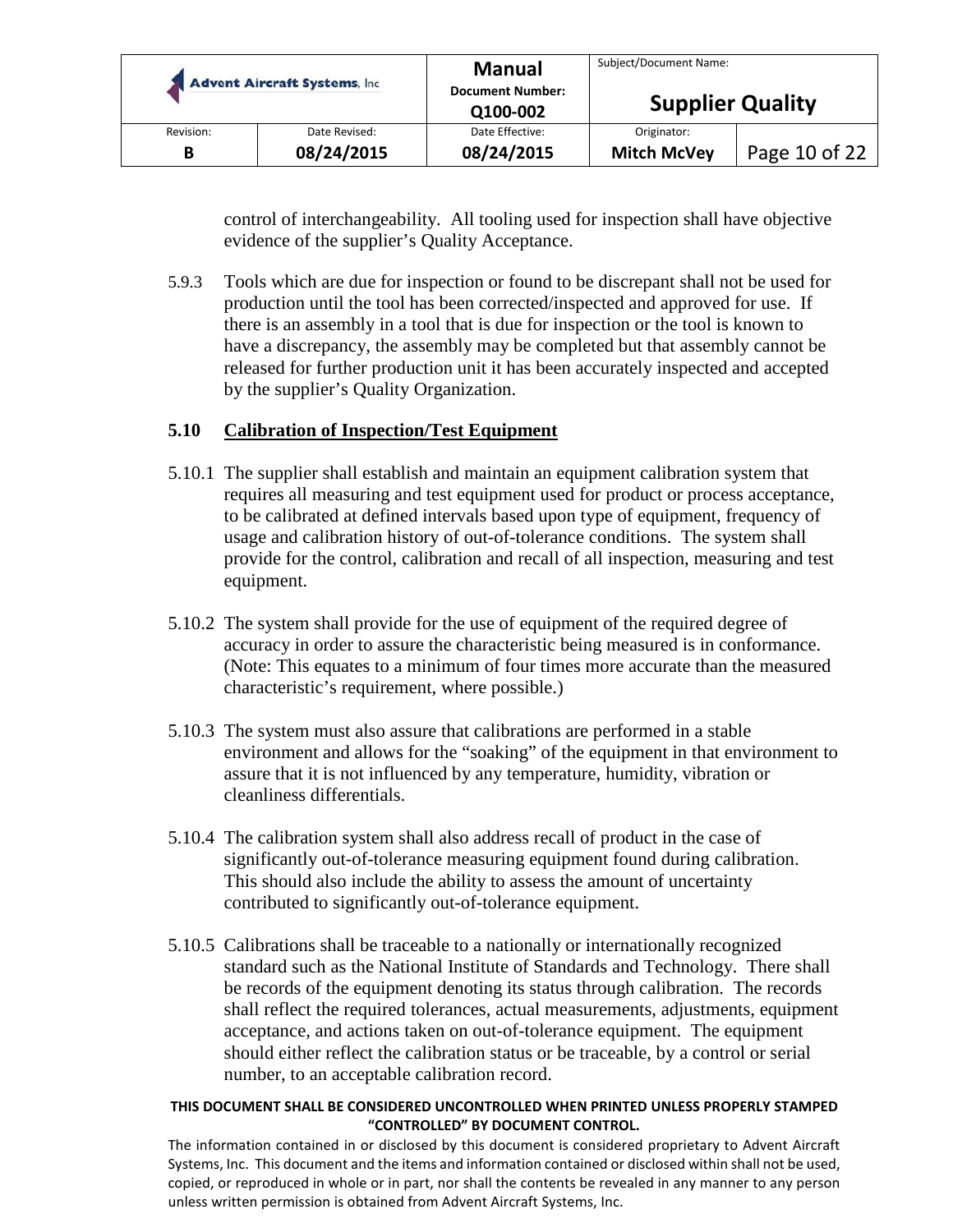control of interchangeability. All tooling used for inspection shall have objective evidence of the supplier's Quality Acceptance.

5.9.3 Tools which are due for inspection or found to be discrepant shall not be used for production until the tool has been corrected/inspected and approved for use. If there is an assembly in a tool that is due for inspection or the tool is known to have a discrepancy, the assembly may be completed but that assembly cannot be released for further production unit it has been accurately inspected and accepted by the supplier's Quality Organization.

### 5.10 Calibration of Inspection/Test Equipment

5.10.1 The supplier shall establish and maintain an equipment calibration system that requires all measuring and test equipment used for product or process acceptance, to be calibrated at defined intervals based upon type of equipment, frequency of usage and calibration history of out-of-tolerance conditions. The system shall provide for the control, calibration and recall of all inspection, measuring and test equipment.

5.10.2 The system shall provide for the use of equipment of the required degree of accuracy in order to assure the characteristic being measured is in conformance. (Note: This equates to a minimum of four times more accurate than the measured characteristic's requirement, where possible.)

5.10.3 The system must also assure that calibrations are performed in a stable environment and allows for the "soaking" of the equipment in that environment to assure that it is not influenced by any temperature, humidity, vibration or cleanliness differentials.

5.10.4 The calibration system shall also address recall of product in the case of significantly out-of-tolerance measuring equipment found during calibration. This should also include the ability to assess the amount of uncertainty contributed to significantly out-of-tolerance equipment.

5.10.5 Calibrations shall be traceable to a nationally or internationally recognized standard such as the National Institute of Standards and Technology. There shall be records of the equipment denoting its status through calibration. The records shall reflect the required tolerances, actual measurements, adjustments, equipment acceptance, and actions taken on out-of-tolerance equipment. The equipment should either reflect the calibration status or be traceable, by a control or serial number, to an acceptable calibration record.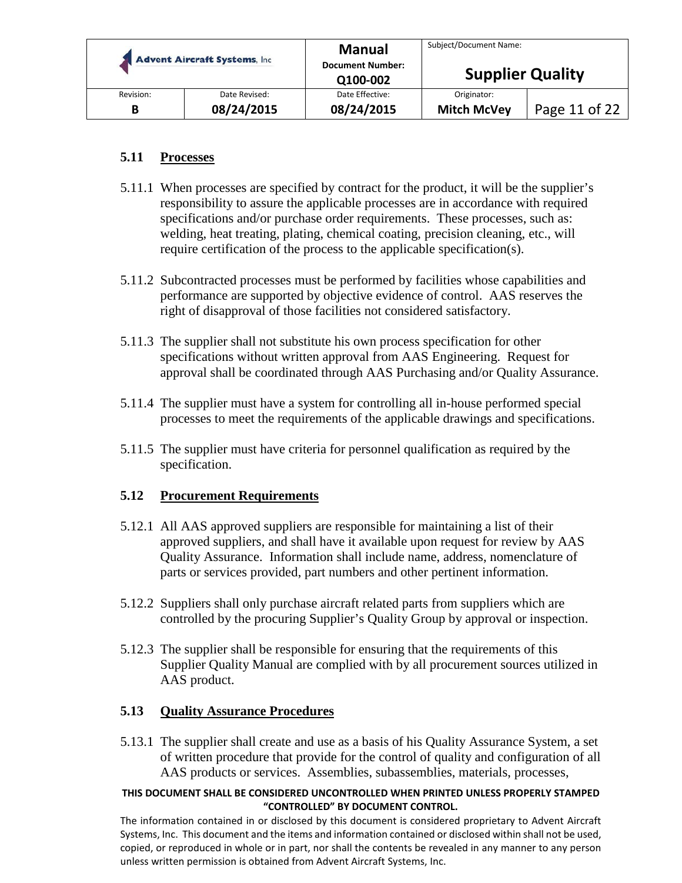### 5.11 Processes

5.11.1 When processes are specified by contract for the product, it will be the supplier's responsibility to assure the applicable processes are in accordance with required specifications and/or purchase order requirements. These processes, such as: welding, heat treating, plating, chemical coating, precision cleaning, etc., will require certification of the process to the applicable specification(s).

5.11.2 Subcontracted processes must be performed by facilities whose capabilities and performance are supported by objective evidence of control. AAS reserves the right of disapproval of those facilities not considered satisfactory.

5.11.3 The supplier shall not substitute his own process specification for other specifications without written approval from AAS Engineering. Request for approval shall be coordinated through AAS Purchasing and/or Quality Assurance.

5.11.4 The supplier must have a system for controlling all in-house performed special processes to meet the requirements of the applicable drawings and specifications.

5.11.5 The supplier must have criteria for personnel qualification as required by the specification.

### 5.12 Procurement Requirements

5.12.1 All AAS approved suppliers are responsible for maintaining a list of their approved suppliers, and shall have it available upon request for review by AAS Quality Assurance. Information shall include name, address, nomenclature of parts or services provided, part numbers and other pertinent information.

5.12.2 Suppliers shall only purchase aircraft related parts from suppliers which are controlled by the procuring Supplier's Quality Group by approval or inspection.

5.12.3 The supplier shall be responsible for ensuring that the requirements of this Supplier Quality Manual are complied with by all procurement sources utilized in AAS product.

### 5.13 Quality Assurance Procedures

5.13.1 The supplier shall create and use as a basis of his Quality Assurance System, a set of written procedure that provide for the control of quality and configuration of all AAS products or services. Assemblies, subassemblies, materials, processes,

**THIS DOCUMENT SHALL BE CONSIDERED UNCONTROLLED WHEN PRINTED UNLESS PROPERLY STAMPED "CONTROLLED" BY DOCUMENT CONTROL.**

The information contained in or disclosed by this document is considered proprietary to Advent Aircraft Systems, Inc. This document and the items and information contained or disclosed within shall not be used, copied, or reproduced in whole or in part, nor shall the contents be revealed in any manner to any person unless written permission is obtained from Advent Aircraft Systems, Inc.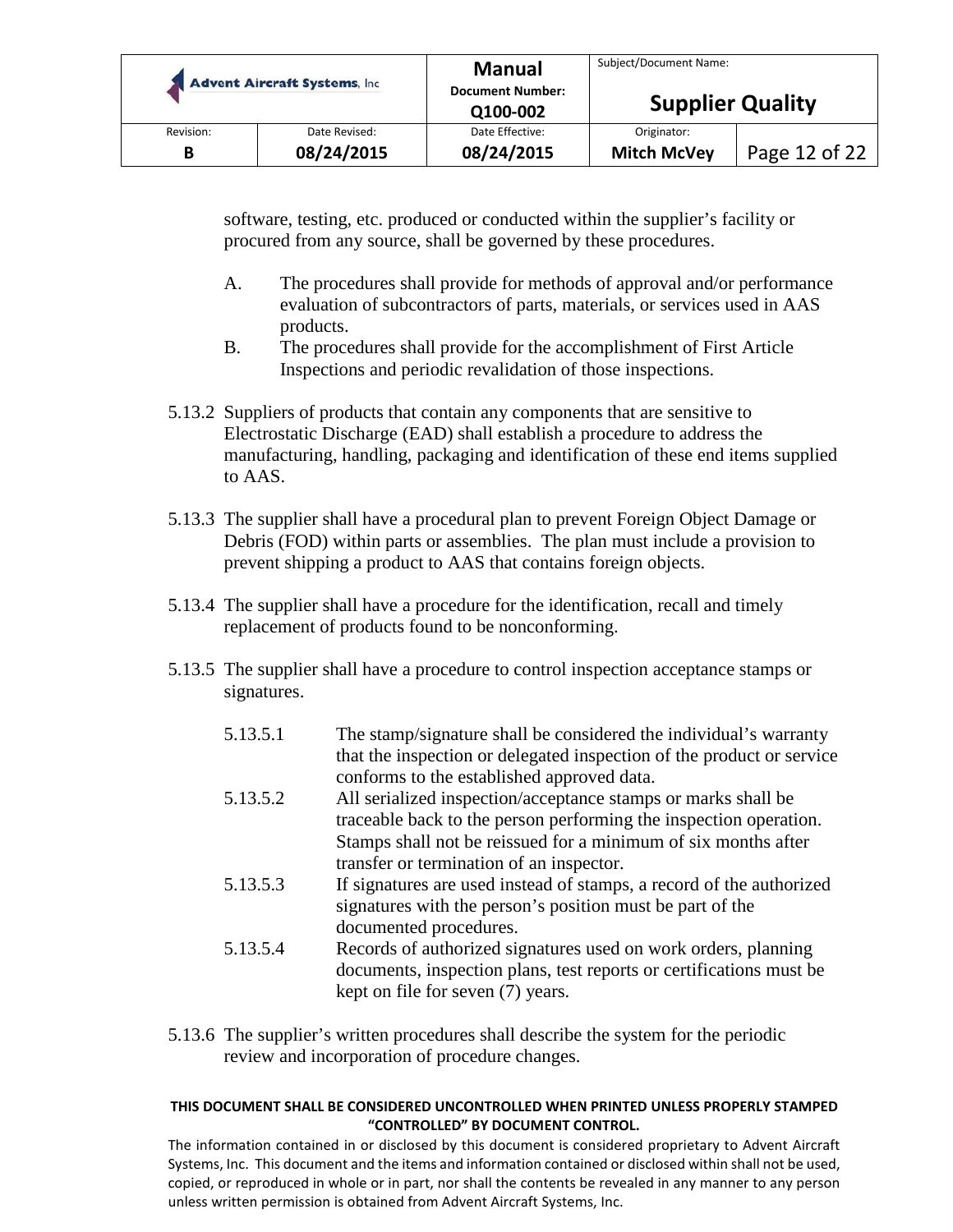software, testing, etc. produced or conducted within the supplier's facility or procured from any source, shall be governed by these procedures.

A. The procedures shall provide for methods of approval and/or performance evaluation of subcontractors of parts, materials, or services used in AAS products.

B. The procedures shall provide for the accomplishment of First Article Inspections and periodic revalidation of those inspections.

5.13.2 Suppliers of products that contain any components that are sensitive to Electrostatic Discharge (EAD) shall establish a procedure to address the manufacturing, handling, packaging and identification of these end items supplied to AAS.

5.13.3 The supplier shall have a procedural plan to prevent Foreign Object Damage or Debris (FOD) within parts or assemblies. The plan must include a provision to prevent shipping a product to AAS that contains foreign objects.

5.13.4 The supplier shall have a procedure for the identification, recall and timely replacement of products found to be nonconforming.

5.13.5 The supplier shall have a procedure to control inspection acceptance stamps or signatures.

5.13.5.1 The stamp/signature shall be considered the individual's warranty that the inspection or delegated inspection of the product or service conforms to the established approved data.

5.13.5.2 All serialized inspection/acceptance stamps or marks shall be traceable back to the person performing the inspection operation. Stamps shall not be reissued for a minimum of six months after transfer or termination of an inspector.

5.13.5.3 If signatures are used instead of stamps, a record of the authorized signatures with the person's position must be part of the documented procedures.

5.13.5.4 Records of authorized signatures used on work orders, planning documents, inspection plans, test reports or certifications must be kept on file for seven (7) years.

5.13.6 The supplier's written procedures shall describe the system for the periodic review and incorporation of procedure changes.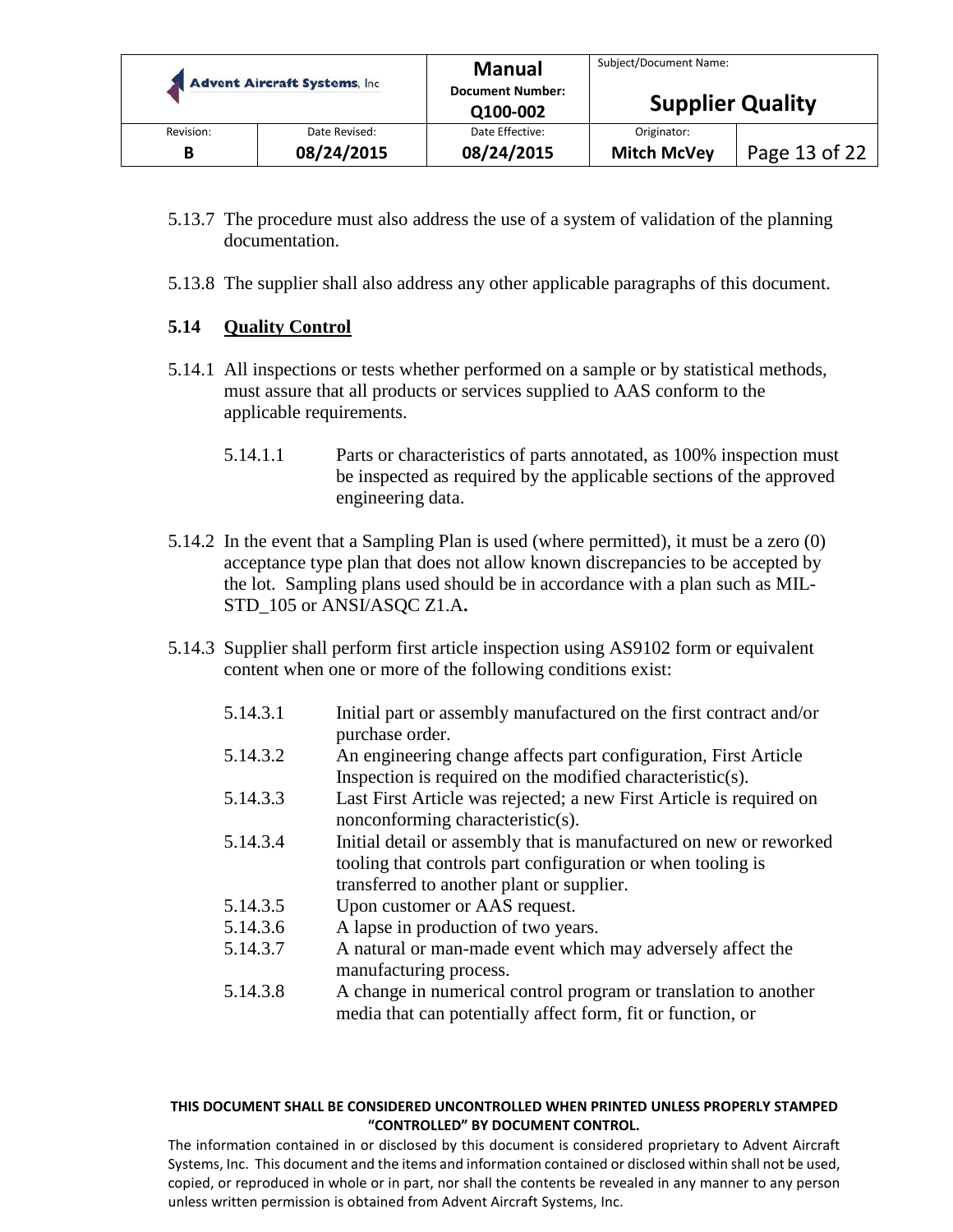5.13.7 The procedure must also address the use of a system of validation of the planning documentation.

5.13.8 The supplier shall also address any other applicable paragraphs of this document.

## 5.14 Quality Control

5.14.1 All inspections or tests whether performed on a sample or by statistical methods, must assure that all products or services supplied to AAS conform to the applicable requirements.

5.14.1.1 Parts or characteristics of parts annotated, as 100% inspection must be inspected as required by the applicable sections of the approved engineering data.

5.14.2 In the event that a Sampling Plan is used (where permitted), it must be a zero (0) acceptance type plan that does not allow known discrepancies to be accepted by the lot. Sampling plans used should be in accordance with a plan such as MIL-STD_105 or ANSI/ASQC Z1.A**.**

5.14.3 Supplier shall perform first article inspection using AS9102 form or equivalent content when one or more of the following conditions exist:

5.14.3.1 Initial part or assembly manufactured on the first contract and/or purchase order.

5.14.3.2 An engineering change affects part configuration, First Article Inspection is required on the modified characteristic(s).

5.14.3.3 Last First Article was rejected; a new First Article is required on nonconforming characteristic(s).

5.14.3.4 Initial detail or assembly that is manufactured on new or reworked tooling that controls part configuration or when tooling is transferred to another plant or supplier.

5.14.3.5 Upon customer or AAS request.

5.14.3.6 A lapse in production of two years.

5.14.3.7 A natural or man-made event which may adversely affect the manufacturing process.

5.14.3.8 A change in numerical control program or translation to another media that can potentially affect form, fit or function, or

**THIS DOCUMENT SHALL BE CONSIDERED UNCONTROLLED WHEN PRINTED UNLESS PROPERLY STAMPED "CONTROLLED" BY DOCUMENT CONTROL.**

The information contained in or disclosed by this document is considered proprietary to Advent Aircraft Systems, Inc. This document and the items and information contained or disclosed within shall not be used, copied, or reproduced in whole or in part, nor shall the contents be revealed in any manner to any person unless written permission is obtained from Advent Aircraft Systems, Inc.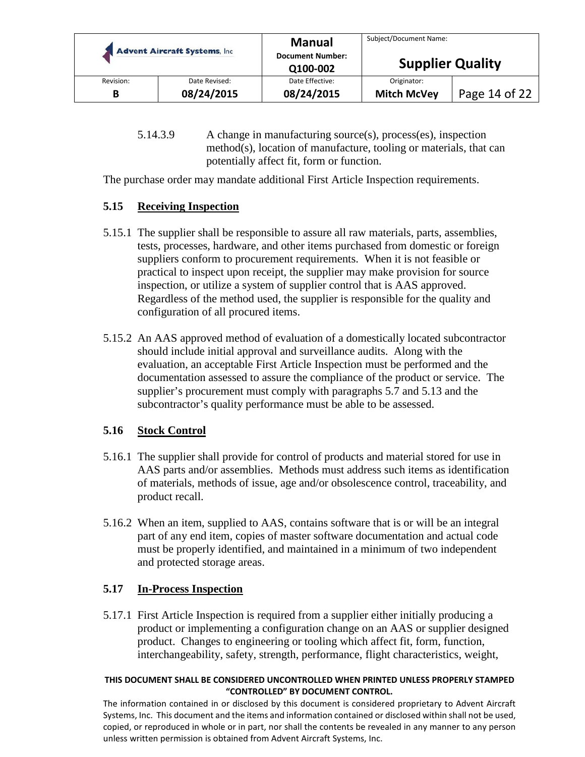5.14.3.9 A change in manufacturing source(s), process(es), inspection method(s), location of manufacture, tooling or materials, that can potentially affect fit, form or function.

The purchase order may mandate additional First Article Inspection requirements.

### 5.15 Receiving Inspection

5.15.1 The supplier shall be responsible to assure all raw materials, parts, assemblies, tests, processes, hardware, and other items purchased from domestic or foreign suppliers conform to procurement requirements. When it is not feasible or practical to inspect upon receipt, the supplier may make provision for source inspection, or utilize a system of supplier control that is AAS approved. Regardless of the method used, the supplier is responsible for the quality and configuration of all procured items.

5.15.2 An AAS approved method of evaluation of a domestically located subcontractor should include initial approval and surveillance audits. Along with the evaluation, an acceptable First Article Inspection must be performed and the documentation assessed to assure the compliance of the product or service. The supplier's procurement must comply with paragraphs 5.7 and 5.13 and the subcontractor's quality performance must be able to be assessed.

### 5.16 Stock Control

5.16.1 The supplier shall provide for control of products and material stored for use in AAS parts and/or assemblies. Methods must address such items as identification of materials, methods of issue, age and/or obsolescence control, traceability, and product recall.

5.16.2 When an item, supplied to AAS, contains software that is or will be an integral part of any end item, copies of master software documentation and actual code must be properly identified, and maintained in a minimum of two independent and protected storage areas.

### 5.17 In-Process Inspection

5.17.1 First Article Inspection is required from a supplier either initially producing a product or implementing a configuration change on an AAS or supplier designed product. Changes to engineering or tooling which affect fit, form, function, interchangeability, safety, strength, performance, flight characteristics, weight,

**THIS DOCUMENT SHALL BE CONSIDERED UNCONTROLLED WHEN PRINTED UNLESS PROPERLY STAMPED "CONTROLLED" BY DOCUMENT CONTROL.**

The information contained in or disclosed by this document is considered proprietary to Advent Aircraft Systems, Inc. This document and the items and information contained or disclosed within shall not be used, copied, or reproduced in whole or in part, nor shall the contents be revealed in any manner to any person unless written permission is obtained from Advent Aircraft Systems, Inc.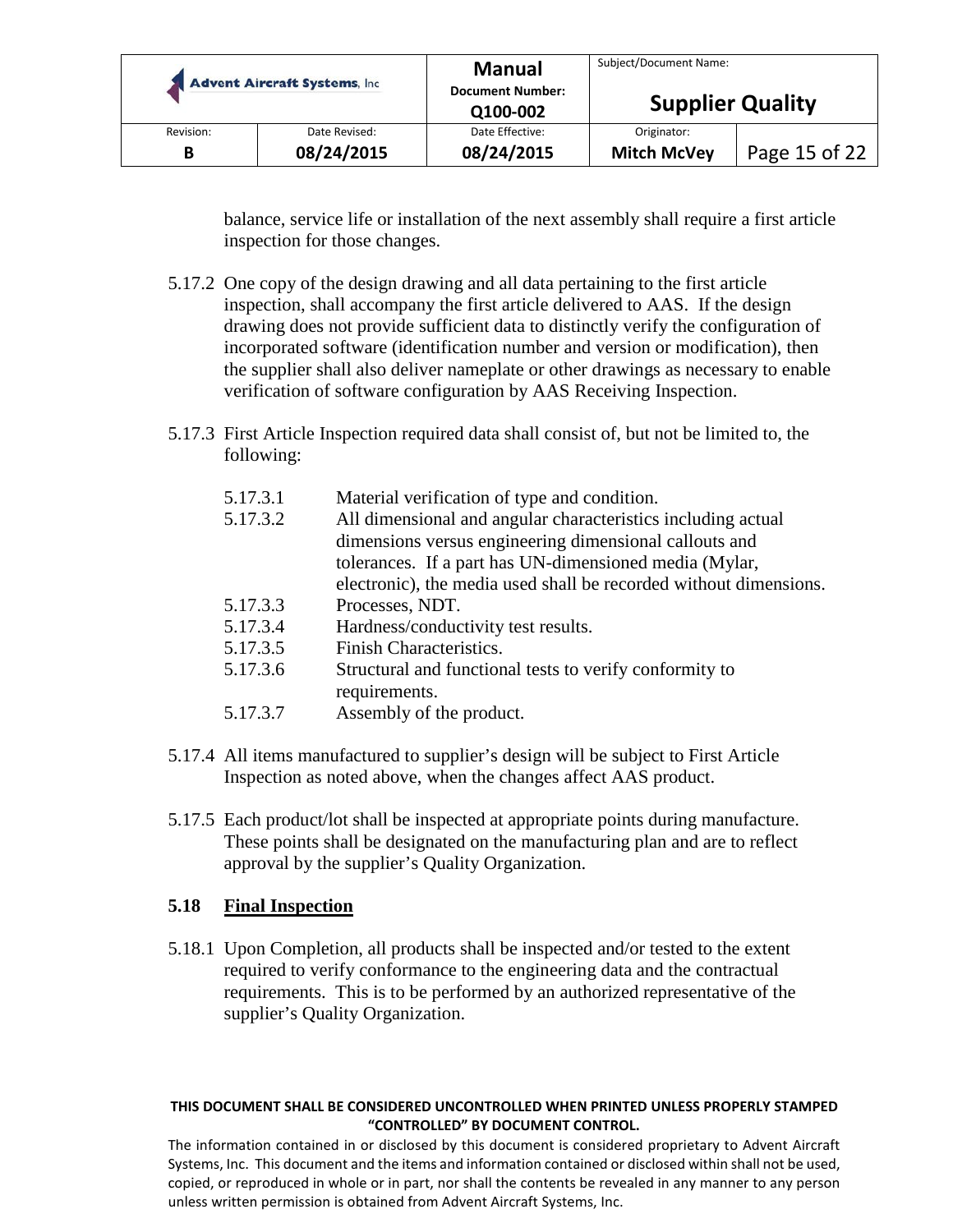balance, service life or installation of the next assembly shall require a first article inspection for those changes.

5.17.2 One copy of the design drawing and all data pertaining to the first article inspection, shall accompany the first article delivered to AAS. If the design drawing does not provide sufficient data to distinctly verify the configuration of incorporated software (identification number and version or modification), then the supplier shall also deliver nameplate or other drawings as necessary to enable verification of software configuration by AAS Receiving Inspection.

5.17.3 First Article Inspection required data shall consist of, but not be limited to, the following:

- 5.17.3.1 Material verification of type and condition.
- 5.17.3.2 All dimensional and angular characteristics including actual dimensions versus engineering dimensional callouts and tolerances. If a part has UN-dimensioned media (Mylar, electronic), the media used shall be recorded without dimensions.
- 5.17.3.3 Processes, NDT.
- 5.17.3.4 Hardness/conductivity test results.
- 5.17.3.5 Finish Characteristics.
- 5.17.3.6 Structural and functional tests to verify conformity to requirements.
- 5.17.3.7 Assembly of the product.

5.17.4 All items manufactured to supplier's design will be subject to First Article Inspection as noted above, when the changes affect AAS product.

5.17.5 Each product/lot shall be inspected at appropriate points during manufacture. These points shall be designated on the manufacturing plan and are to reflect approval by the supplier's Quality Organization.

### 5.18 <u>Final Inspection</u>

5.18.1 Upon Completion, all products shall be inspected and/or tested to the extent required to verify conformance to the engineering data and the contractual requirements. This is to be performed by an authorized representative of the supplier's Quality Organization.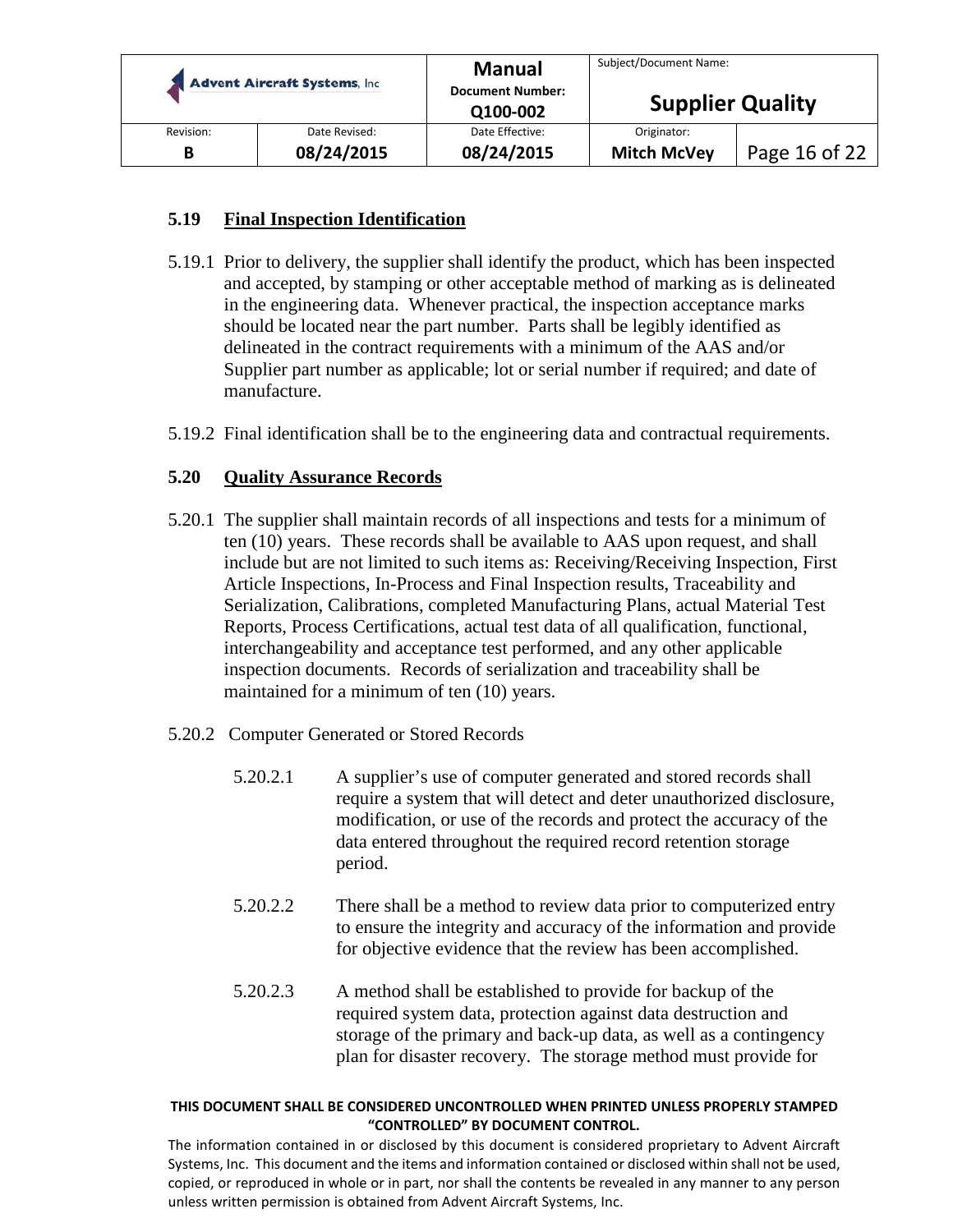### 5.19 Final Inspection Identification

5.19.1 Prior to delivery, the supplier shall identify the product, which has been inspected and accepted, by stamping or other acceptable method of marking as is delineated in the engineering data. Whenever practical, the inspection acceptance marks should be located near the part number. Parts shall be legibly identified as delineated in the contract requirements with a minimum of the AAS and/or Supplier part number as applicable; lot or serial number if required; and date of manufacture.

5.19.2 Final identification shall be to the engineering data and contractual requirements.

### 5.20 Quality Assurance Records

5.20.1 The supplier shall maintain records of all inspections and tests for a minimum of ten (10) years. These records shall be available to AAS upon request, and shall include but are not limited to such items as: Receiving/Receiving Inspection, First Article Inspections, In-Process and Final Inspection results, Traceability and Serialization, Calibrations, completed Manufacturing Plans, actual Material Test Reports, Process Certifications, actual test data of all qualification, functional, interchangeability and acceptance test performed, and any other applicable inspection documents. Records of serialization and traceability shall be maintained for a minimum of ten (10) years.

5.20.2 Computer Generated or Stored Records

5.20.2.1 A supplier's use of computer generated and stored records shall require a system that will detect and deter unauthorized disclosure, modification, or use of the records and protect the accuracy of the data entered throughout the required record retention storage period.

5.20.2.2 There shall be a method to review data prior to computerized entry to ensure the integrity and accuracy of the information and provide for objective evidence that the review has been accomplished.

5.20.2.3 A method shall be established to provide for backup of the required system data, protection against data destruction and storage of the primary and back-up data, as well as a contingency plan for disaster recovery. The storage method must provide for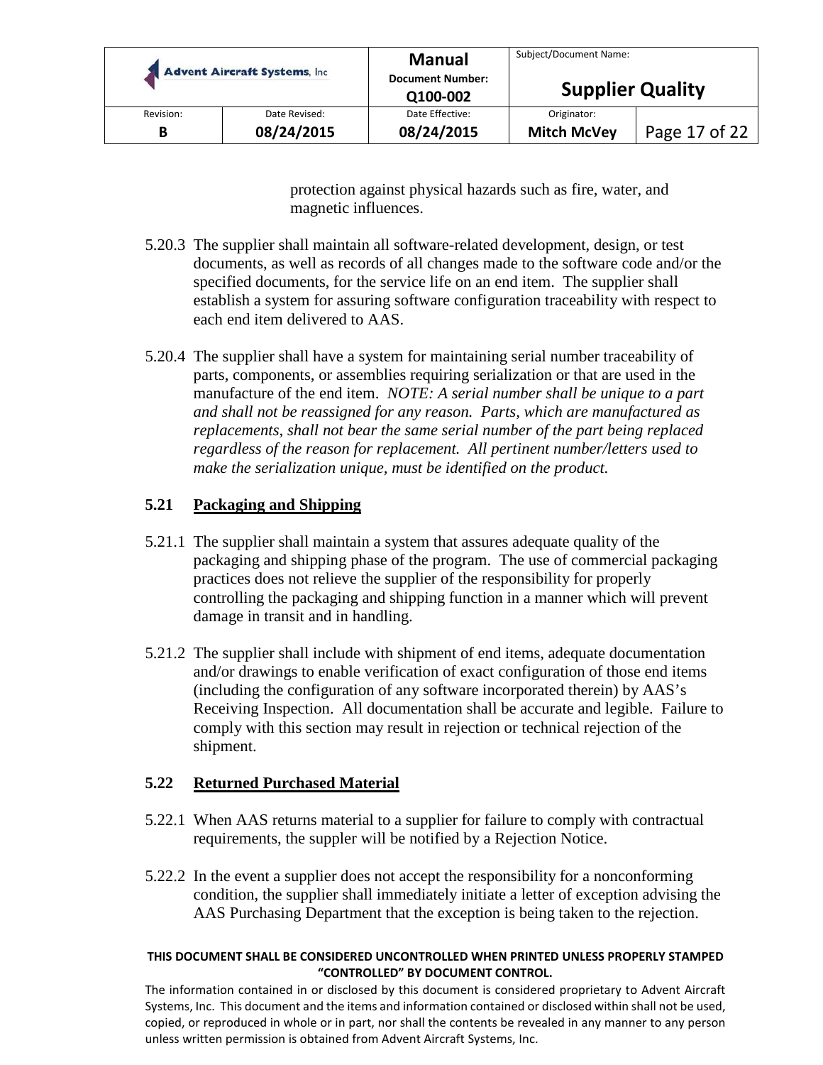protection against physical hazards such as fire, water, and magnetic influences.

5.20.3 The supplier shall maintain all software-related development, design, or test documents, as well as records of all changes made to the software code and/or the specified documents, for the service life on an end item. The supplier shall establish a system for assuring software configuration traceability with respect to each end item delivered to AAS.

5.20.4 The supplier shall have a system for maintaining serial number traceability of parts, components, or assemblies requiring serialization or that are used in the manufacture of the end item. *NOTE: A serial number shall be unique to a part and shall not be reassigned for any reason. Parts, which are manufactured as replacements, shall not bear the same serial number of the part being replaced regardless of the reason for replacement. All pertinent number/letters used to make the serialization unique, must be identified on the product.*

## 5.21 Packaging and Shipping

5.21.1 The supplier shall maintain a system that assures adequate quality of the packaging and shipping phase of the program. The use of commercial packaging practices does not relieve the supplier of the responsibility for properly controlling the packaging and shipping function in a manner which will prevent damage in transit and in handling.

5.21.2 The supplier shall include with shipment of end items, adequate documentation and/or drawings to enable verification of exact configuration of those end items (including the configuration of any software incorporated therein) by AAS's Receiving Inspection. All documentation shall be accurate and legible. Failure to comply with this section may result in rejection or technical rejection of the shipment.

## 5.22 Returned Purchased Material

5.22.1 When AAS returns material to a supplier for failure to comply with contractual requirements, the suppler will be notified by a Rejection Notice.

5.22.2 In the event a supplier does not accept the responsibility for a nonconforming condition, the supplier shall immediately initiate a letter of exception advising the AAS Purchasing Department that the exception is being taken to the rejection.

**THIS DOCUMENT SHALL BE CONSIDERED UNCONTROLLED WHEN PRINTED UNLESS PROPERLY STAMPED "CONTROLLED" BY DOCUMENT CONTROL.**

The information contained in or disclosed by this document is considered proprietary to Advent Aircraft Systems, Inc. This document and the items and information contained or disclosed within shall not be used, copied, or reproduced in whole or in part, nor shall the contents be revealed in any manner to any person unless written permission is obtained from Advent Aircraft Systems, Inc.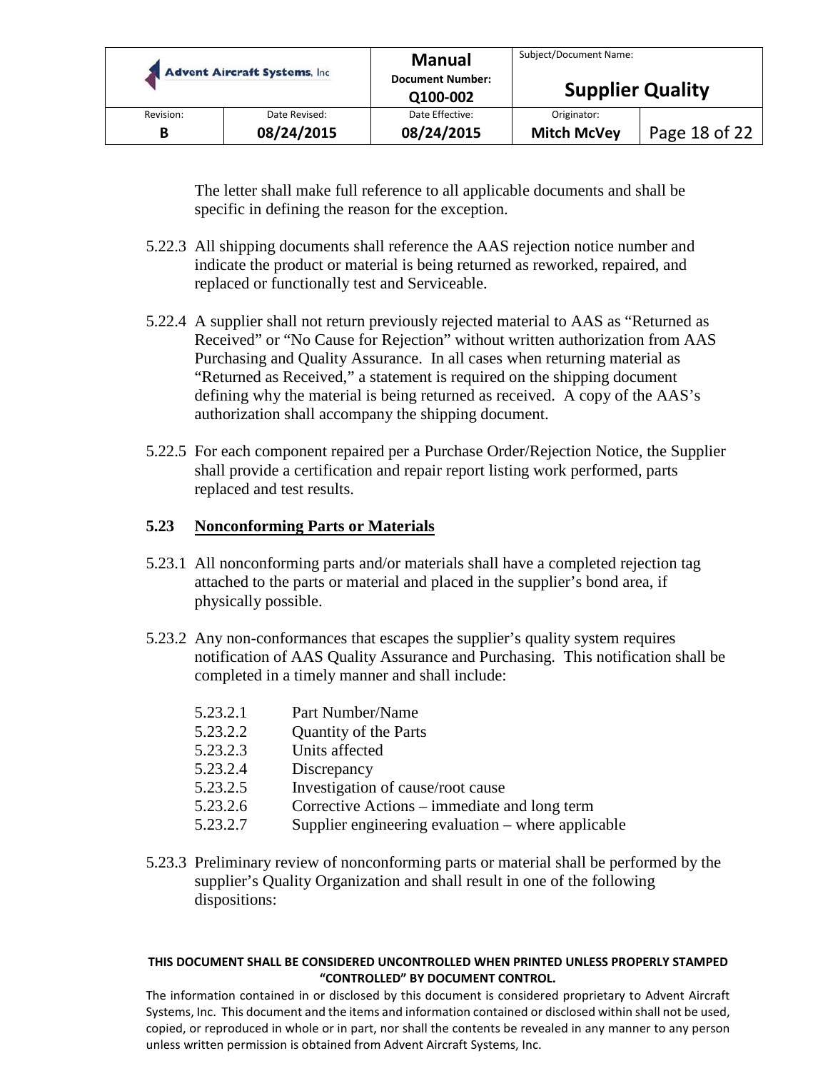The letter shall make full reference to all applicable documents and shall be specific in defining the reason for the exception.

5.22.3 All shipping documents shall reference the AAS rejection notice number and indicate the product or material is being returned as reworked, repaired, and replaced or functionally test and Serviceable.

5.22.4 A supplier shall not return previously rejected material to AAS as "Returned as Received" or "No Cause for Rejection" without written authorization from AAS Purchasing and Quality Assurance. In all cases when returning material as "Returned as Received," a statement is required on the shipping document defining why the material is being returned as received. A copy of the AAS's authorization shall accompany the shipping document.

5.22.5 For each component repaired per a Purchase Order/Rejection Notice, the Supplier shall provide a certification and repair report listing work performed, parts replaced and test results.

### 5.23 Nonconforming Parts or Materials

5.23.1 All nonconforming parts and/or materials shall have a completed rejection tag attached to the parts or material and placed in the supplier's bond area, if physically possible.

5.23.2 Any non-conformances that escapes the supplier's quality system requires notification of AAS Quality Assurance and Purchasing. This notification shall be completed in a timely manner and shall include:

- 5.23.2.1 Part Number/Name
- 5.23.2.2 Quantity of the Parts
- 5.23.2.3 Units affected
- 5.23.2.4 Discrepancy
- 5.23.2.5 Investigation of cause/root cause
- 5.23.2.6 Corrective Actions – immediate and long term
- 5.23.2.7 Supplier engineering evaluation – where applicable

5.23.3 Preliminary review of nonconforming parts or material shall be performed by the supplier's Quality Organization and shall result in one of the following dispositions: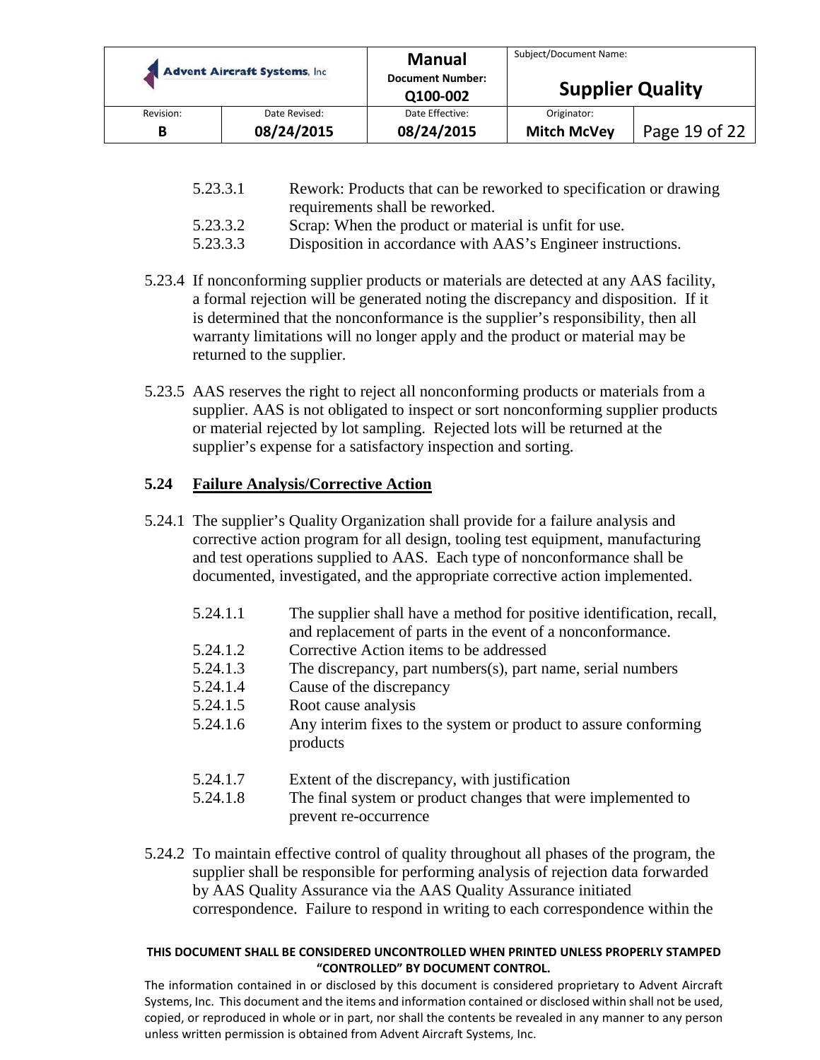5.23.3.1 Rework: Products that can be reworked to specification or drawing requirements shall be reworked.

5.23.3.2 Scrap: When the product or material is unfit for use.

5.23.3.3 Disposition in accordance with AAS's Engineer instructions.

5.23.4 If nonconforming supplier products or materials are detected at any AAS facility, a formal rejection will be generated noting the discrepancy and disposition. If it is determined that the nonconformance is the supplier's responsibility, then all warranty limitations will no longer apply and the product or material may be returned to the supplier.

5.23.5 AAS reserves the right to reject all nonconforming products or materials from a supplier. AAS is not obligated to inspect or sort nonconforming supplier products or material rejected by lot sampling. Rejected lots will be returned at the supplier's expense for a satisfactory inspection and sorting.

## 5.24 <u>Failure Analysis/Corrective Action</u>

5.24.1 The supplier's Quality Organization shall provide for a failure analysis and corrective action program for all design, tooling test equipment, manufacturing and test operations supplied to AAS. Each type of nonconformance shall be documented, investigated, and the appropriate corrective action implemented.

5.24.1.1 The supplier shall have a method for positive identification, recall, and replacement of parts in the event of a nonconformance.

5.24.1.2 Corrective Action items to be addressed

5.24.1.3 The discrepancy, part numbers(s), part name, serial numbers

5.24.1.4 Cause of the discrepancy

5.24.1.5 Root cause analysis

5.24.1.6 Any interim fixes to the system or product to assure conforming products

5.24.1.7 Extent of the discrepancy, with justification

5.24.1.8 The final system or product changes that were implemented to prevent re-occurrence

5.24.2 To maintain effective control of quality throughout all phases of the program, the supplier shall be responsible for performing analysis of rejection data forwarded by AAS Quality Assurance via the AAS Quality Assurance initiated correspondence. Failure to respond in writing to each correspondence within the

**THIS DOCUMENT SHALL BE CONSIDERED UNCONTROLLED WHEN PRINTED UNLESS PROPERLY STAMPED "CONTROLLED" BY DOCUMENT CONTROL.**

The information contained in or disclosed by this document is considered proprietary to Advent Aircraft Systems, Inc. This document and the items and information contained or disclosed within shall not be used, copied, or reproduced in whole or in part, nor shall the contents be revealed in any manner to any person unless written permission is obtained from Advent Aircraft Systems, Inc.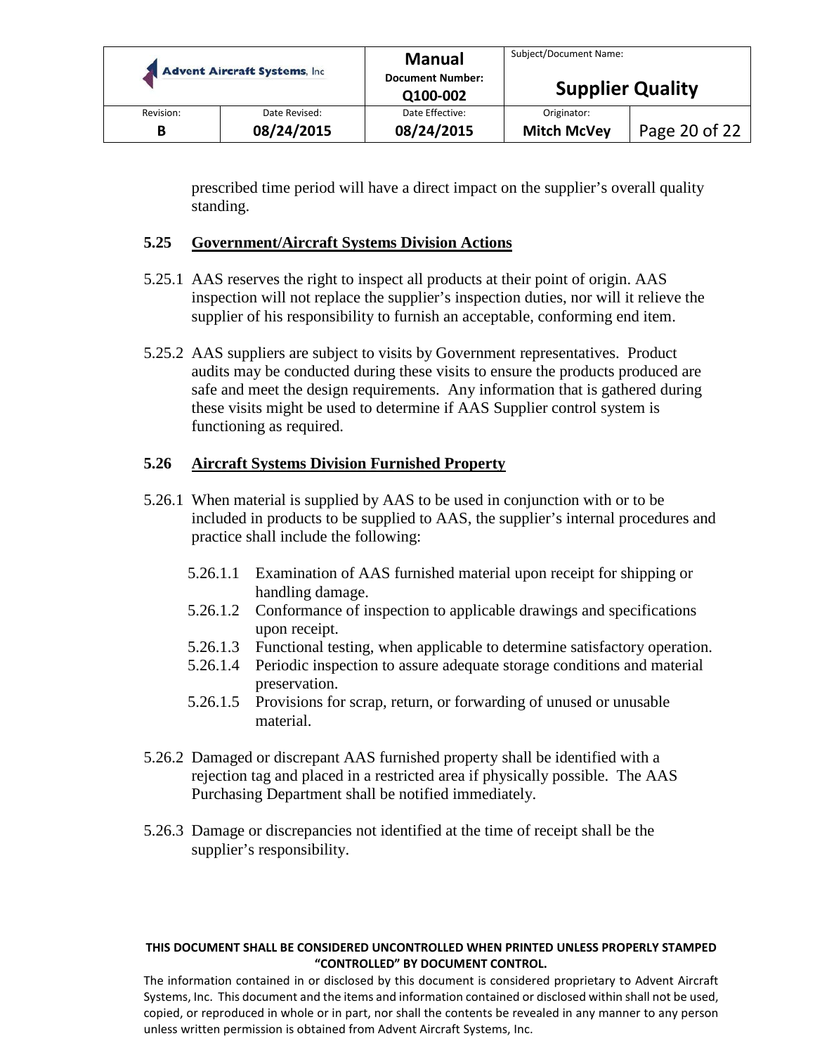prescribed time period will have a direct impact on the supplier's overall quality standing.

### 5.25 Government/Aircraft Systems Division Actions

5.25.1 AAS reserves the right to inspect all products at their point of origin. AAS inspection will not replace the supplier's inspection duties, nor will it relieve the supplier of his responsibility to furnish an acceptable, conforming end item.

5.25.2 AAS suppliers are subject to visits by Government representatives. Product audits may be conducted during these visits to ensure the products produced are safe and meet the design requirements. Any information that is gathered during these visits might be used to determine if AAS Supplier control system is functioning as required.

### 5.26 Aircraft Systems Division Furnished Property

5.26.1 When material is supplied by AAS to be used in conjunction with or to be included in products to be supplied to AAS, the supplier's internal procedures and practice shall include the following:

- 5.26.1.1 Examination of AAS furnished material upon receipt for shipping or handling damage.
- 5.26.1.2 Conformance of inspection to applicable drawings and specifications upon receipt.
- 5.26.1.3 Functional testing, when applicable to determine satisfactory operation.
- 5.26.1.4 Periodic inspection to assure adequate storage conditions and material preservation.
- 5.26.1.5 Provisions for scrap, return, or forwarding of unused or unusable material.

5.26.2 Damaged or discrepant AAS furnished property shall be identified with a rejection tag and placed in a restricted area if physically possible. The AAS Purchasing Department shall be notified immediately.

5.26.3 Damage or discrepancies not identified at the time of receipt shall be the supplier's responsibility.

**THIS DOCUMENT SHALL BE CONSIDERED UNCONTROLLED WHEN PRINTED UNLESS PROPERLY STAMPED "CONTROLLED" BY DOCUMENT CONTROL.**

The information contained in or disclosed by this document is considered proprietary to Advent Aircraft Systems, Inc. This document and the items and information contained or disclosed within shall not be used, copied, or reproduced in whole or in part, nor shall the contents be revealed in any manner to any person unless written permission is obtained from Advent Aircraft Systems, Inc.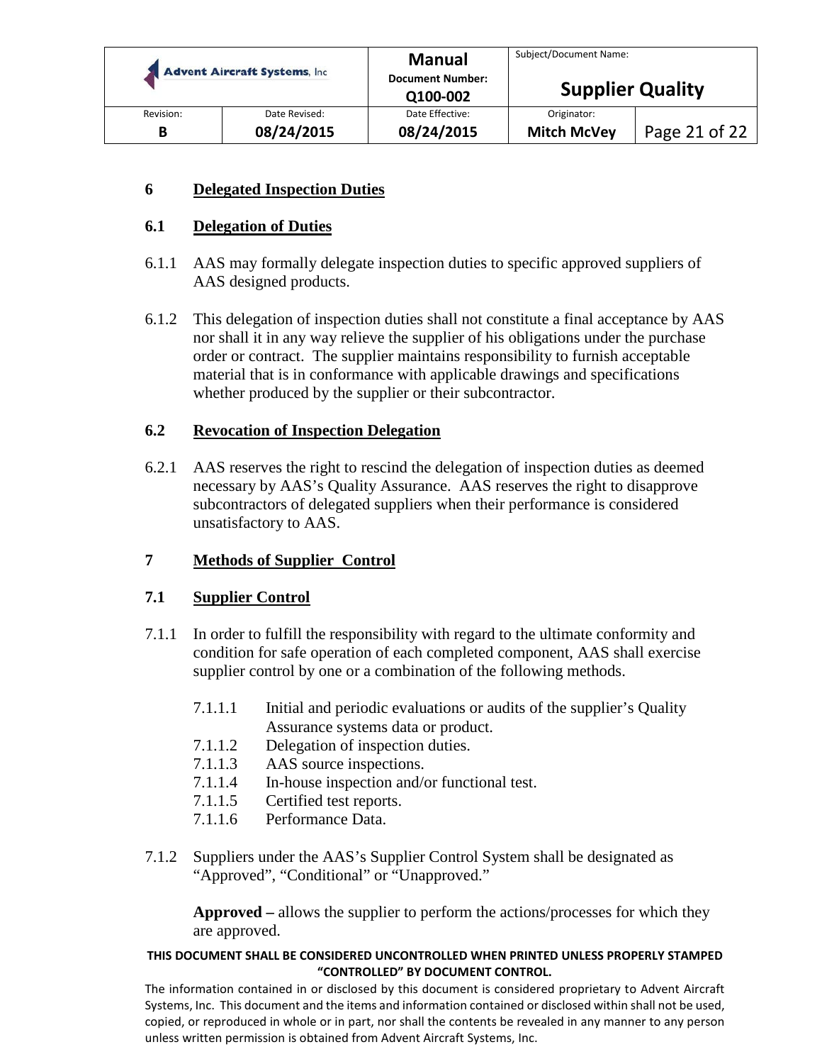## 6 Delegated Inspection Duties

### 6.1 Delegation of Duties

6.1.1 AAS may formally delegate inspection duties to specific approved suppliers of AAS designed products.

6.1.2 This delegation of inspection duties shall not constitute a final acceptance by AAS nor shall it in any way relieve the supplier of his obligations under the purchase order or contract. The supplier maintains responsibility to furnish acceptable material that is in conformance with applicable drawings and specifications whether produced by the supplier or their subcontractor.

### 6.2 Revocation of Inspection Delegation

6.2.1 AAS reserves the right to rescind the delegation of inspection duties as deemed necessary by AAS's Quality Assurance. AAS reserves the right to disapprove subcontractors of delegated suppliers when their performance is considered unsatisfactory to AAS.

## 7 Methods of Supplier Control

### 7.1 Supplier Control

7.1.1 In order to fulfill the responsibility with regard to the ultimate conformity and condition for safe operation of each completed component, AAS shall exercise supplier control by one or a combination of the following methods.

- 7.1.1.1 Initial and periodic evaluations or audits of the supplier's Quality Assurance systems data or product.
- 7.1.1.2 Delegation of inspection duties.
- 7.1.1.3 AAS source inspections.
- 7.1.1.4 In-house inspection and/or functional test.
- 7.1.1.5 Certified test reports.
- 7.1.1.6 Performance Data.

7.1.2 Suppliers under the AAS's Supplier Control System shall be designated as "Approved", "Conditional" or "Unapproved."

**Approved –** allows the supplier to perform the actions/processes for which they are approved.

**THIS DOCUMENT SHALL BE CONSIDERED UNCONTROLLED WHEN PRINTED UNLESS PROPERLY STAMPED "CONTROLLED" BY DOCUMENT CONTROL.**

The information contained in or disclosed by this document is considered proprietary to Advent Aircraft Systems, Inc. This document and the items and information contained or disclosed within shall not be used, copied, or reproduced in whole or in part, nor shall the contents be revealed in any manner to any person unless written permission is obtained from Advent Aircraft Systems, Inc.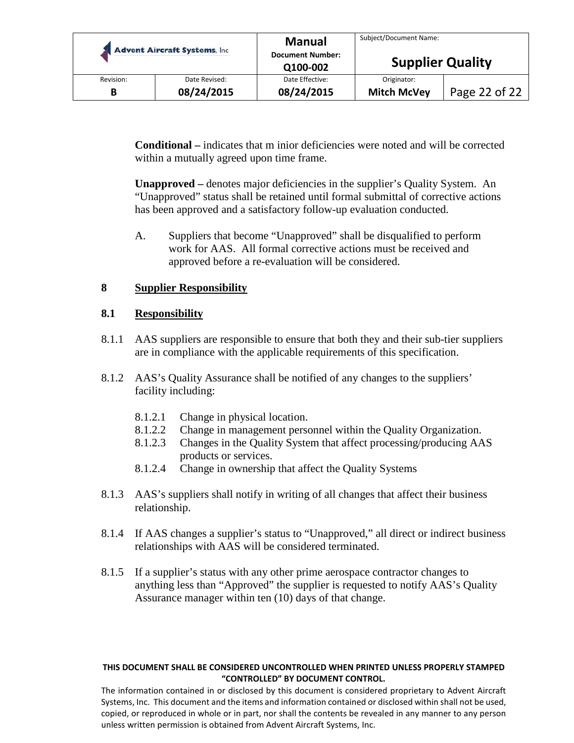**Conditional –** indicates that m inior deficiencies were noted and will be corrected within a mutually agreed upon time frame.

**Unapproved –** denotes major deficiencies in the supplier's Quality System. An "Unapproved" status shall be retained until formal submittal of corrective actions has been approved and a satisfactory follow-up evaluation conducted.

A. Suppliers that become "Unapproved" shall be disqualified to perform work for AAS. All formal corrective actions must be received and approved before a re-evaluation will be considered.

## 8 Supplier Responsibility

### 8.1 Responsibility

8.1.1 AAS suppliers are responsible to ensure that both they and their sub-tier suppliers are in compliance with the applicable requirements of this specification.

8.1.2 AAS's Quality Assurance shall be notified of any changes to the suppliers' facility including:

- 8.1.2.1 Change in physical location.
- 8.1.2.2 Change in management personnel within the Quality Organization.
- 8.1.2.3 Changes in the Quality System that affect processing/producing AAS products or services.
- 8.1.2.4 Change in ownership that affect the Quality Systems

8.1.3 AAS's suppliers shall notify in writing of all changes that affect their business relationship.

8.1.4 If AAS changes a supplier's status to "Unapproved," all direct or indirect business relationships with AAS will be considered terminated.

8.1.5 If a supplier's status with any other prime aerospace contractor changes to anything less than "Approved" the supplier is requested to notify AAS's Quality Assurance manager within ten (10) days of that change.